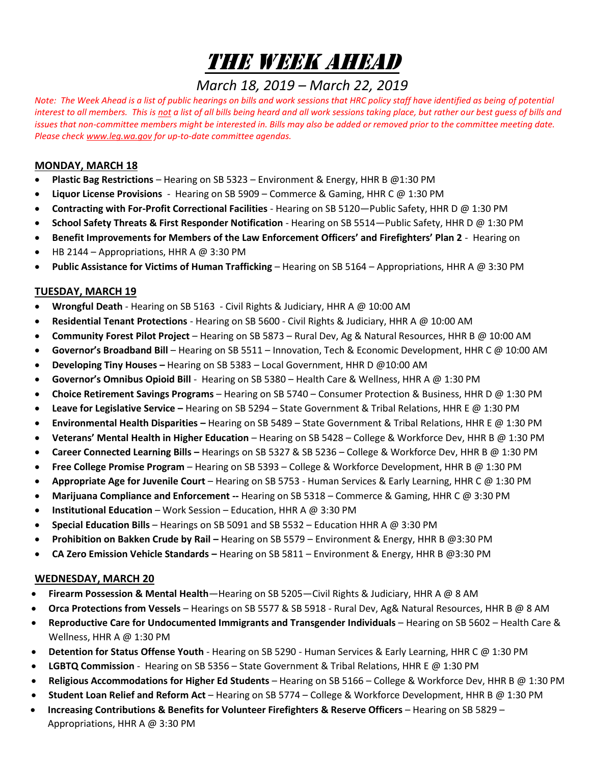# THE WEEK AHEAD

## *March 18, 2019 – March 22, 2019*

*Note: The Week Ahead is a list of public hearings on bills and work sessions that HRC policy staff have identified as being of potential interest to all members. This is not a list of all bills being heard and all work sessions taking place, but rather our best guess of bills and issues that non-committee members might be interested in. Bills may also be added or removed prior to the committee meeting date. Please check www.leg.wa.gov for up-to-date committee agendas.*

### MONDAY, MARCH 18

- **Plastic Bag Restrictions** – Hearing on SB 5323 – Environment & Energy, HHR B @1:30 PM
- **Liquor License Provisions** - Hearing on SB 5909 – Commerce & Gaming, HHR C @ 1:30 PM
- **Contracting with For-Profit Correctional Facilities** - Hearing on SB 5120—Public Safety, HHR D @ 1:30 PM
- **School Safety Threats & First Responder Notification** - Hearing on SB 5514—Public Safety, HHR D @ 1:30 PM
- **Benefit Improvements for Members of the Law Enforcement Officers' and Firefighters' Plan 2** - Hearing on
- HB 2144 – Appropriations, HHR A @ 3:30 PM
- **Public Assistance for Victims of Human Trafficking** – Hearing on SB 5164 – Appropriations, HHR A @ 3:30 PM

### TUESDAY, MARCH 19

- **Wrongful Death** - Hearing on SB 5163 - Civil Rights & Judiciary, HHR A @ 10:00 AM
- **Residential Tenant Protections** - Hearing on SB 5600 - Civil Rights & Judiciary, HHR A @ 10:00 AM
- **Community Forest Pilot Project** – Hearing on SB 5873 – Rural Dev, Ag & Natural Resources, HHR B @ 10:00 AM
- **Governor's Broadband Bill** – Hearing on SB 5511 – Innovation, Tech & Economic Development, HHR C @ 10:00 AM
- **Developing Tiny Houses –** Hearing on SB 5383 – Local Government, HHR D @10:00 AM
- **Governor's Omnibus Opioid Bill** - Hearing on SB 5380 – Health Care & Wellness, HHR A @ 1:30 PM
- **Choice Retirement Savings Programs** – Hearing on SB 5740 – Consumer Protection & Business, HHR D @ 1:30 PM
- **Leave for Legislative Service –** Hearing on SB 5294 – State Government & Tribal Relations, HHR E @ 1:30 PM
- **Environmental Health Disparities –** Hearing on SB 5489 – State Government & Tribal Relations, HHR E @ 1:30 PM
- **Veterans' Mental Health in Higher Education** – Hearing on SB 5428 – College & Workforce Dev, HHR B @ 1:30 PM
- **Career Connected Learning Bills –** Hearings on SB 5327 & SB 5236 – College & Workforce Dev, HHR B @ 1:30 PM
- **Free College Promise Program** – Hearing on SB 5393 – College & Workforce Development, HHR B @ 1:30 PM
- **Appropriate Age for Juvenile Court** – Hearing on SB 5753 - Human Services & Early Learning, HHR C @ 1:30 PM
- **Marijuana Compliance and Enforcement --** Hearing on SB 5318 – Commerce & Gaming, HHR C @ 3:30 PM
- **Institutional Education** – Work Session – Education, HHR A @ 3:30 PM
- **Special Education Bills** – Hearings on SB 5091 and SB 5532 – Education HHR A @ 3:30 PM
- **Prohibition on Bakken Crude by Rail –** Hearing on SB 5579 – Environment & Energy, HHR B @3:30 PM
- **CA Zero Emission Vehicle Standards –** Hearing on SB 5811 – Environment & Energy, HHR B @3:30 PM

### WEDNESDAY, MARCH 20

- **Firearm Possession & Mental Health**—Hearing on SB 5205—Civil Rights & Judiciary, HHR A @ 8 AM
- **Orca Protections from Vessels** – Hearings on SB 5577 & SB 5918 - Rural Dev, Ag& Natural Resources, HHR B @ 8 AM
- **Reproductive Care for Undocumented Immigrants and Transgender Individuals** – Hearing on SB 5602 – Health Care & Wellness, HHR A @ 1:30 PM
- **Detention for Status Offense Youth** - Hearing on SB 5290 - Human Services & Early Learning, HHR C @ 1:30 PM
- **LGBTQ Commission** - Hearing on SB 5356 – State Government & Tribal Relations, HHR E @ 1:30 PM
- **Religious Accommodations for Higher Ed Students** – Hearing on SB 5166 – College & Workforce Dev, HHR B @ 1:30 PM
- **Student Loan Relief and Reform Act** – Hearing on SB 5774 – College & Workforce Development, HHR B @ 1:30 PM
- **Increasing Contributions & Benefits for Volunteer Firefighters & Reserve Officers** – Hearing on SB 5829 – Appropriations, HHR A @ 3:30 PM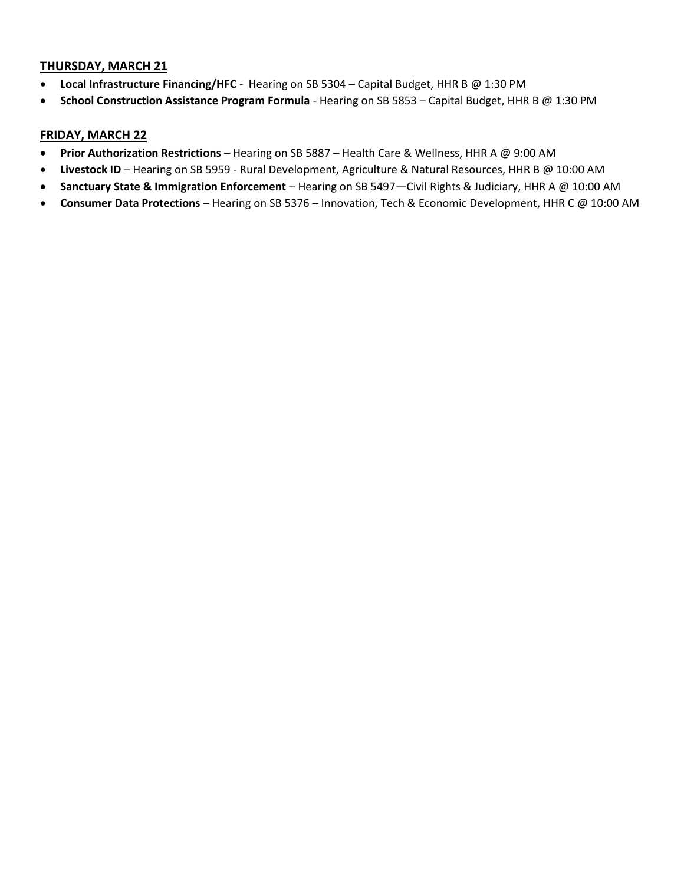**THURSDAY, MARCH 21**

- **Local Infrastructure Financing/HFC** - Hearing on SB 5304 – Capital Budget, HHR B @ 1:30 PM
- **School Construction Assistance Program Formula** - Hearing on SB 5853 – Capital Budget, HHR B @ 1:30 PM

**FRIDAY, MARCH 22**

- **Prior Authorization Restrictions** – Hearing on SB 5887 – Health Care & Wellness, HHR A @ 9:00 AM
- **Livestock ID** – Hearing on SB 5959 - Rural Development, Agriculture & Natural Resources, HHR B @ 10:00 AM
- **Sanctuary State & Immigration Enforcement** – Hearing on SB 5497—Civil Rights & Judiciary, HHR A @ 10:00 AM
- **Consumer Data Protections** – Hearing on SB 5376 – Innovation, Tech & Economic Development, HHR C @ 10:00 AM